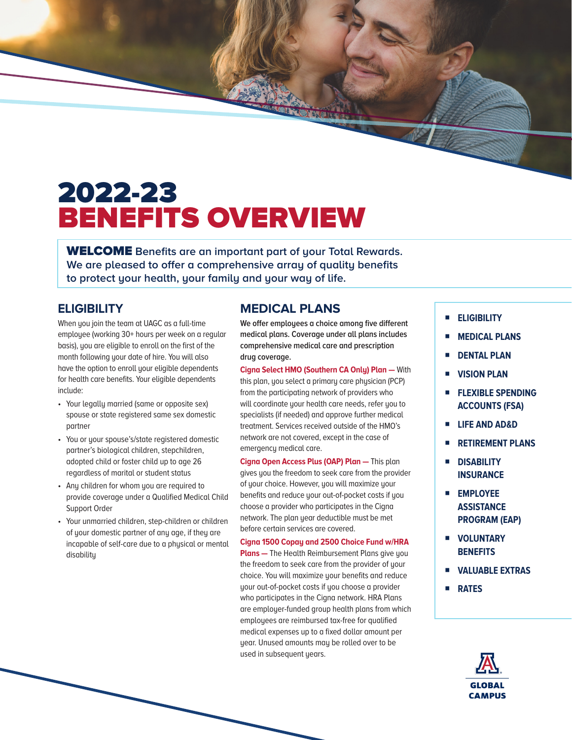# 2022-23 BENEFITS OVERVIEW

**WELCOME** Benefits are an important part of your Total Rewards. We are pleased to offer a comprehensive array of quality benefits to protect your health, your family and your way of life.

## ELIGIBILITY

When you join the team at UAGC as a full-time employee (working 30+ hours per week on a regular basis), you are eligible to enroll on the first of the month following your date of hire. You will also have the option to enroll your eligible dependents for health care benefits. Your eligible dependents include:

- Your legally married (same or opposite sex) spouse or state registered same sex domestic partner
- You or your spouse's/state registered domestic partner's biological children, stepchildren, adopted child or foster child up to age 26 regardless of marital or student status
- Any children for whom you are required to provide coverage under a Qualified Medical Child Support Order
- Your unmarried children, step-children or children of your domestic partner of any age, if they are incapable of self-care due to a physical or mental disability

## MEDICAL PLANS

**We offer employees a choice among five different medical plans. Coverage under all plans includes comprehensive medical care and prescription drug coverage.**

**Cigna Select HMO (Southern CA Only) Plan —** With this plan, you select a primary care physician (PCP) from the participating network of providers who will coordinate your health care needs, refer you to specialists (if needed) and approve further medical treatment. Services received outside of the HMO's network are not covered, except in the case of emergency medical care.

**Cigna Open Access Plus (OAP) Plan —** This plan gives you the freedom to seek care from the provider of your choice. However, you will maximize your benefits and reduce your out-of-pocket costs if you choose a provider who participates in the Cigna network. The plan year deductible must be met before certain services are covered.

**Cigna 1500 Copay and 2500 Choice Fund w/HRA Plans —** The Health Reimbursement Plans give you the freedom to seek care from the provider of your choice. You will maximize your benefits and reduce your out-of-pocket costs if you choose a provider who participates in the Cigna network. HRA Plans are employer-funded group health plans from which employees are reimbursed tax-free for qualified medical expenses up to a fixed dollar amount per year. Unused amounts may be rolled over to be used in subsequent years.

- ELIGIBILITY
- MEDICAL PLANS
- DENTAL PLAN
- VISION PLAN
- FLEXIBLE SPENDING ACCOUNTS (FSA)
- LIFE AND AD&D
- RETIREMENT PLANS
- DISABILITY INSURANCE
- EMPLOYEE ASSISTANCE PROGRAM (EAP)
- VOLUNTARY BENEFITS
- VALUABLE EXTRAS
- RATES

GLOBAL CAMPUS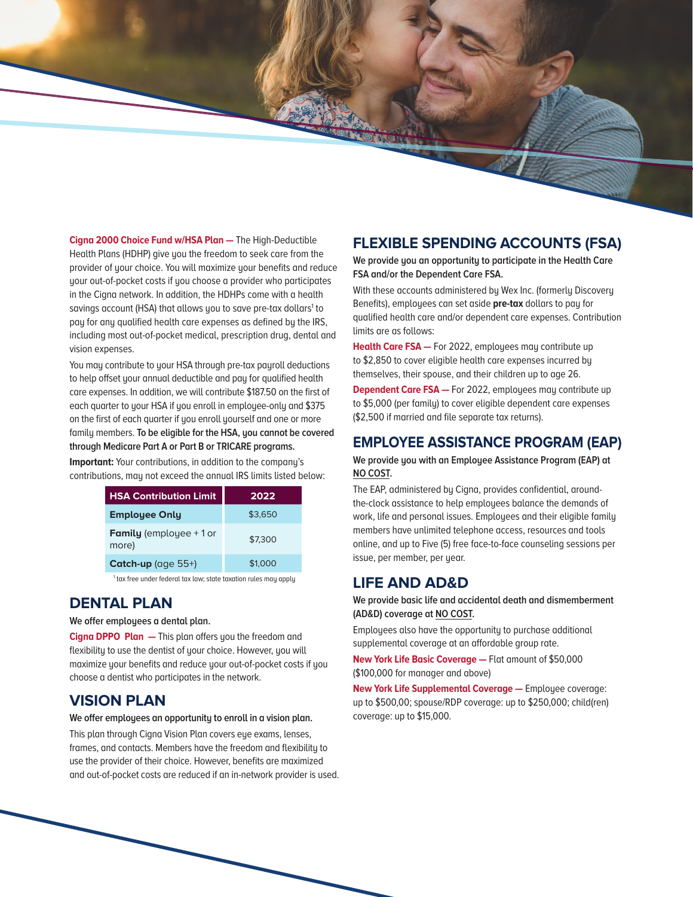**Cigna 2000 Choice Fund w/HSA Plan —** The High-Deductible Health Plans (HDHP) give you the freedom to seek care from the provider of your choice. You will maximize your benefits and reduce your out-of-pocket costs if you choose a provider who participates in the Cigna network. In addition, the HDHPs come with a health savings account (HSA) that allows you to save pre-tax dollars[1] to pay for any qualified health care expenses as defined by the IRS, including most out-of-pocket medical, prescription drug, dental and vision expenses.

You may contribute to your HSA through pre-tax payroll deductions to help offset your annual deductible and pay for qualified health care expenses. In addition, we will contribute $187.50 on the first of each quarter to your HSA if you enroll in employee-only and $375 on the first of each quarter if you enroll yourself and one or more family members. **To be eligible for the HSA, you cannot be covered through Medicare Part A or Part B or TRICARE programs.**

**Important:** Your contributions, in addition to the company's contributions, may not exceed the annual IRS limits listed below:

| HSA Contribution Limit | 2022 |
|---|---|
| **Employee Only** | $3,650 |
| **Family** (employee + 1 or more) | $7,300 |
| **Catch-up** (age 55+) | $1,000 |

[1] tax free under federal tax law; state taxation rules may apply

## DENTAL PLAN

**We offer employees a dental plan.**

**Cigna DPPO Plan —** This plan offers you the freedom and flexibility to use the dentist of your choice. However, you will maximize your benefits and reduce your out-of-pocket costs if you choose a dentist who participates in the network.

## VISION PLAN

**We offer employees an opportunity to enroll in a vision plan.**

This plan through Cigna Vision Plan covers eye exams, lenses, frames, and contacts. Members have the freedom and flexibility to use the provider of their choice. However, benefits are maximized and out-of-pocket costs are reduced if an in-network provider is used.

## FLEXIBLE SPENDING ACCOUNTS (FSA)

**We provide you an opportunity to participate in the Health Care FSA and/or the Dependent Care FSA.**

With these accounts administered by Wex Inc. (formerly Discovery Benefits), employees can set aside **pre-tax** dollars to pay for qualified health care and/or dependent care expenses. Contribution limits are as follows:

**Health Care FSA —** For 2022, employees may contribute up to $2,850 to cover eligible health care expenses incurred by themselves, their spouse, and their children up to age 26.

**Dependent Care FSA —** For 2022, employees may contribute up to $5,000 (per family) to cover eligible dependent care expenses ($2,500 if married and file separate tax returns).

## EMPLOYEE ASSISTANCE PROGRAM (EAP)

**We provide you with an Employee Assistance Program (EAP) at NO COST.**

The EAP, administered by Cigna, provides confidential, around-the-clock assistance to help employees balance the demands of work, life and personal issues. Employees and their eligible family members have unlimited telephone access, resources and tools online, and up to Five (5) free face-to-face counseling sessions per issue, per member, per year.

## LIFE AND AD&D

**We provide basic life and accidental death and dismemberment (AD&D) coverage at NO COST.**

Employees also have the opportunity to purchase additional supplemental coverage at an affordable group rate.

**New York Life Basic Coverage —** Flat amount of $50,000 ($100,000 for manager and above)

**New York Life Supplemental Coverage —** Employee coverage: up to $500,00; spouse/RDP coverage: up to $250,000; child(ren) coverage: up to $15,000.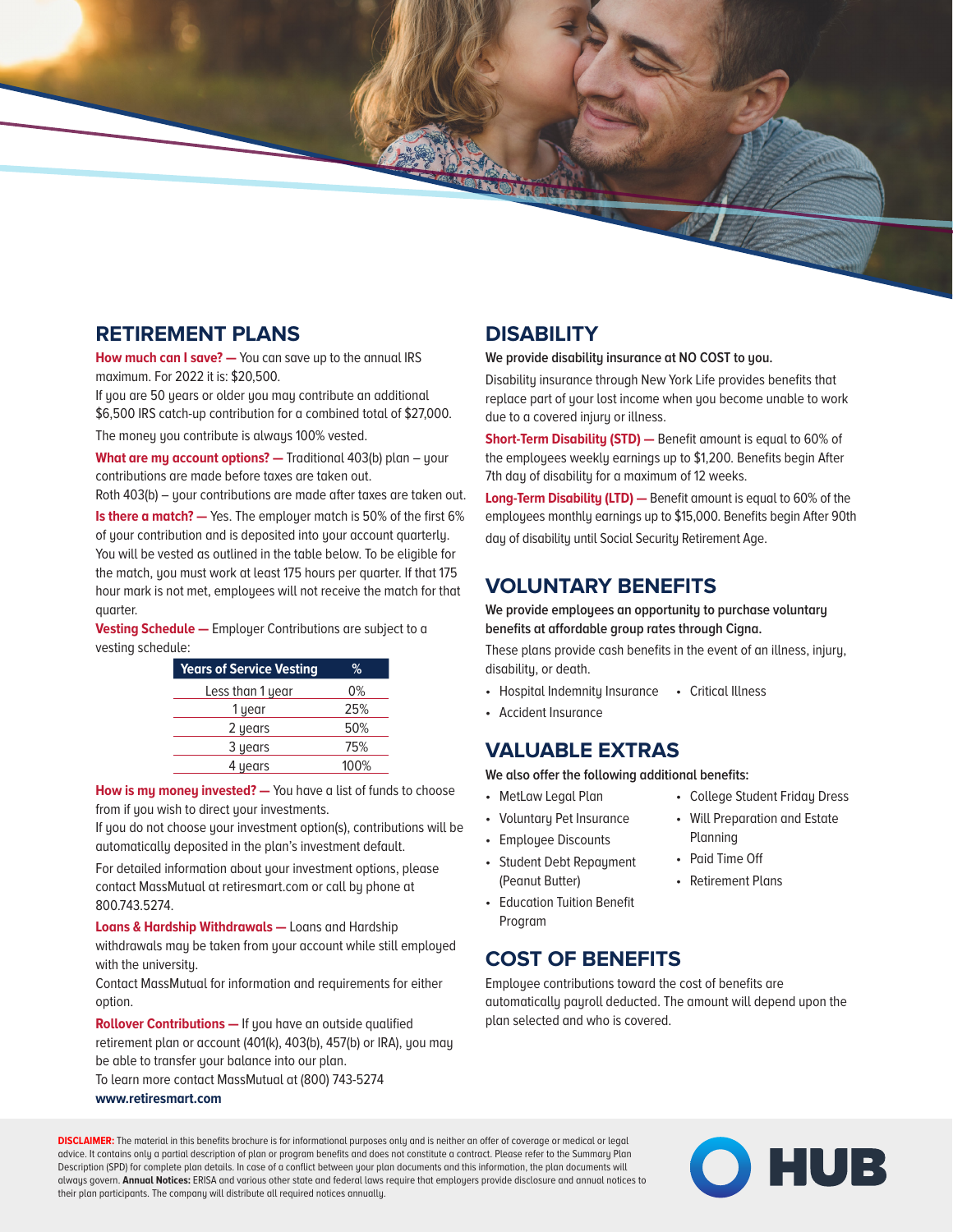## RETIREMENT PLANS

**How much can I save? —** You can save up to the annual IRS maximum. For 2022 it is: $20,500.

If you are 50 years or older you may contribute an additional $6,500 IRS catch-up contribution for a combined total of $27,000.

The money you contribute is always 100% vested.

**What are my account options? —** Traditional 403(b) plan – your contributions are made before taxes are taken out.

Roth 403(b) – your contributions are made after taxes are taken out.

**Is there a match? —** Yes. The employer match is 50% of the first 6% of your contribution and is deposited into your account quarterly. You will be vested as outlined in the table below. To be eligible for the match, you must work at least 175 hours per quarter. If that 175 hour mark is not met, employees will not receive the match for that quarter.

**Vesting Schedule —** Employer Contributions are subject to a vesting schedule:

| Years of Service Vesting | % |
|---|---|
| Less than 1 year | 0% |
| 1 year | 25% |
| 2 years | 50% |
| 3 years | 75% |
| 4 years | 100% |

**How is my money invested? —** You have a list of funds to choose from if you wish to direct your investments.

If you do not choose your investment option(s), contributions will be automatically deposited in the plan's investment default.

For detailed information about your investment options, please contact MassMutual at retiresmart.com or call by phone at 800.743.5274.

**Loans & Hardship Withdrawals —** Loans and Hardship withdrawals may be taken from your account while still employed with the university.

Contact MassMutual for information and requirements for either option.

**Rollover Contributions —** If you have an outside qualified retirement plan or account (401(k), 403(b), 457(b) or IRA), you may be able to transfer your balance into our plan.

To learn more contact MassMutual at (800) 743-5274

**www.retiresmart.com**

## DISABILITY

**We provide disability insurance at NO COST to you.**

Disability insurance through New York Life provides benefits that replace part of your lost income when you become unable to work due to a covered injury or illness.

**Short-Term Disability (STD) —** Benefit amount is equal to 60% of the employees weekly earnings up to $1,200. Benefits begin After 7th day of disability for a maximum of 12 weeks.

**Long-Term Disability (LTD) —** Benefit amount is equal to 60% of the employees monthly earnings up to $15,000. Benefits begin After 90th day of disability until Social Security Retirement Age.

## VOLUNTARY BENEFITS

**We provide employees an opportunity to purchase voluntary benefits at affordable group rates through Cigna.**

These plans provide cash benefits in the event of an illness, injury, disability, or death.

- Hospital Indemnity Insurance
- Accident Insurance
- Critical Illness

## VALUABLE EXTRAS

**We also offer the following additional benefits:**

- MetLaw Legal Plan
- Voluntary Pet Insurance
- Employee Discounts
- Student Debt Repayment (Peanut Butter)
- Education Tuition Benefit Program
- College Student Friday Dress
- Will Preparation and Estate Planning
- Paid Time Off
- Retirement Plans

## COST OF BENEFITS

Employee contributions toward the cost of benefits are automatically payroll deducted. The amount will depend upon the plan selected and who is covered.

**DISCLAIMER:** The material in this benefits brochure is for informational purposes only and is neither an offer of coverage or medical or legal advice. It contains only a partial description of plan or program benefits and does not constitute a contract. Please refer to the Summary Plan Description (SPD) for complete plan details. In case of a conflict between your plan documents and this information, the plan documents will always govern. **Annual Notices:** ERISA and various other state and federal laws require that employers provide disclosure and annual notices to their plan participants. The company will distribute all required notices annually.

HUB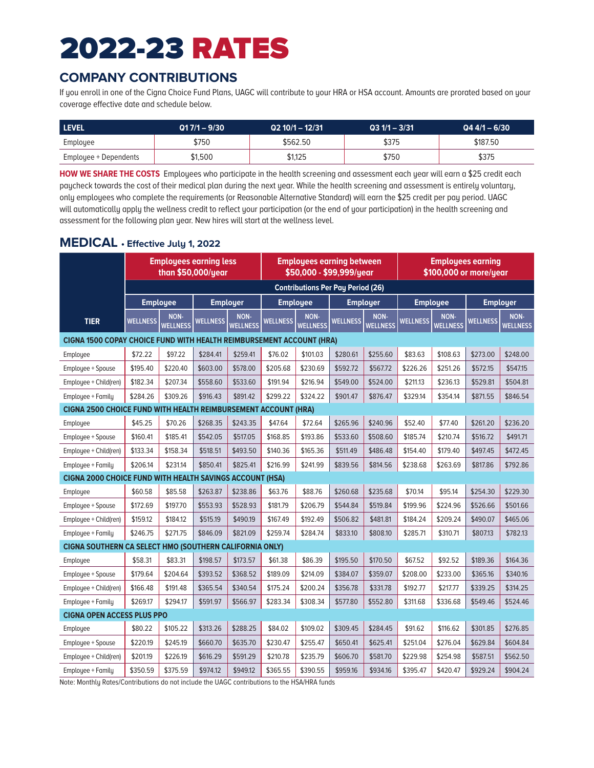# 2022-23 RATES

## COMPANY CONTRIBUTIONS

If you enroll in one of the Cigna Choice Fund Plans, UAGC will contribute to your HRA or HSA account. Amounts are prorated based on your coverage effective date and schedule below.

| LEVEL | Q1 7/1 – 9/30 | Q2 10/1 – 12/31 | Q3 1/1 – 3/31 | Q4 4/1 – 6/30 |
|---|---|---|---|---|
| Employee | $750 | $562.50 | $375 | $187.50 |
| Employee + Dependents | $1,500 | $1,125 | $750 | $375 |

**HOW WE SHARE THE COSTS** Employees who participate in the health screening and assessment each year will earn a $25 credit each paycheck towards the cost of their medical plan during the next year. While the health screening and assessment is entirely voluntary, only employees who complete the requirements (or Reasonable Alternative Standard) will earn the $25 credit per pay period. UAGC will automatically apply the wellness credit to reflect your participation (or the end of your participation) in the health screening and assessment for the following plan year. New hires will start at the wellness level.

## MEDICAL • Effective July 1, 2022

| TIER | Employees earning less than $50,000/year | | | | Employees earning between $50,000 - $99,999/year | | | | Employees earning $100,000 or more/year | | | |
|---|---|---|---|---|---|---|---|---|---|---|---|---|
| | Contributions Per Pay Period (26) | | | | | | | | | | | |
| | Employee | | Employer | | Employee | | Employer | | Employee | | Employer | |
| | WELLNESS | NON-WELLNESS | WELLNESS | NON-WELLNESS | WELLNESS | NON-WELLNESS | WELLNESS | NON-WELLNESS | WELLNESS | NON-WELLNESS | WELLNESS | NON-WELLNESS |
| **CIGNA 1500 COPAY CHOICE FUND WITH HEALTH REIMBURSEMENT ACCOUNT (HRA)** | | | | | | | | | | | | |
| Employee | $72.22 | $97.22 | $284.41 | $259.41 | $76.02 | $101.03 | $280.61 | $255.60 | $83.63 | $108.63 | $273.00 | $248.00 |
| Employee + Spouse | $195.40 | $220.40 | $603.00 | $578.00 | $205.68 | $230.69 | $592.72 | $567.72 | $226.26 | $251.26 | $572.15 | $547.15 |
| Employee + Child(ren) | $182.34 | $207.34 | $558.60 | $533.60 | $191.94 | $216.94 | $549.00 | $524.00 | $211.13 | $236.13 | $529.81 | $504.81 |
| Employee + Family | $284.26 | $309.26 | $916.43 | $891.42 | $299.22 | $324.22 | $901.47 | $876.47 | $329.14 | $354.14 | $871.55 | $846.54 |
| **CIGNA 2500 CHOICE FUND WITH HEALTH REIMBURSEMENT ACCOUNT (HRA)** | | | | | | | | | | | | |
| Employee | $45.25 | $70.26 | $268.35 | $243.35 | $47.64 | $72.64 | $265.96 | $240.96 | $52.40 | $77.40 | $261.20 | $236.20 |
| Employee + Spouse | $160.41 | $185.41 | $542.05 | $517.05 | $168.85 | $193.86 | $533.60 | $508.60 | $185.74 | $210.74 | $516.72 | $491.71 |
| Employee + Child(ren) | $133.34 | $158.34 | $518.51 | $493.50 | $140.36 | $165.36 | $511.49 | $486.48 | $154.40 | $179.40 | $497.45 | $472.45 |
| Employee + Family | $206.14 | $231.14 | $850.41 | $825.41 | $216.99 | $241.99 | $839.56 | $814.56 | $238.68 | $263.69 | $817.86 | $792.86 |
| **CIGNA 2000 CHOICE FUND WITH HEALTH SAVINGS ACCOUNT (HSA)** | | | | | | | | | | | | |
| Employee | $60.58 | $85.58 | $263.87 | $238.86 | $63.76 | $88.76 | $260.68 | $235.68 | $70.14 | $95.14 | $254.30 | $229.30 |
| Employee + Spouse | $172.69 | $197.70 | $553.93 | $528.93 | $181.79 | $206.79 | $544.84 | $519.84 | $199.96 | $224.96 | $526.66 | $501.66 |
| Employee + Child(ren) | $159.12 | $184.12 | $515.19 | $490.19 | $167.49 | $192.49 | $506.82 | $481.81 | $184.24 | $209.24 | $490.07 | $465.06 |
| Employee + Family | $246.75 | $271.75 | $846.09 | $821.09 | $259.74 | $284.74 | $833.10 | $808.10 | $285.71 | $310.71 | $807.13 | $782.13 |
| **CIGNA SOUTHERN CA SELECT HMO (SOUTHERN CALIFORNIA ONLY)** | | | | | | | | | | | | |
| Employee | $58.31 | $83.31 | $198.57 | $173.57 | $61.38 | $86.39 | $195.50 | $170.50 | $67.52 | $92.52 | $189.36 | $164.36 |
| Employee + Spouse | $179.64 | $204.64 | $393.52 | $368.52 | $189.09 | $214.09 | $384.07 | $359.07 | $208.00 | $233.00 | $365.16 | $340.16 |
| Employee + Child(ren) | $166.48 | $191.48 | $365.54 | $340.54 | $175.24 | $200.24 | $356.78 | $331.78 | $192.77 | $217.77 | $339.25 | $314.25 |
| Employee + Family | $269.17 | $294.17 | $591.97 | $566.97 | $283.34 | $308.34 | $577.80 | $552.80 | $311.68 | $336.68 | $549.46 | $524.46 |
| **CIGNA OPEN ACCESS PLUS PPO** | | | | | | | | | | | | |
| Employee | $80.22 | $105.22 | $313.26 | $288.25 | $84.02 | $109.02 | $309.45 | $284.45 | $91.62 | $116.62 | $301.85 | $276.85 |
| Employee + Spouse | $220.19 | $245.19 | $660.70 | $635.70 | $230.47 | $255.47 | $650.41 | $625.41 | $251.04 | $276.04 | $629.84 | $604.84 |
| Employee + Child(ren) | $201.19 | $226.19 | $616.29 | $591.29 | $210.78 | $235.79 | $606.70 | $581.70 | $229.98 | $254.98 | $587.51 | $562.50 |
| Employee + Family | $350.59 | $375.59 | $974.12 | $949.12 | $365.55 | $390.55 | $959.16 | $934.16 | $395.47 | $420.47 | $929.24 | $904.24 |

Note: Monthly Rates/Contributions do not include the UAGC contributions to the HSA/HRA funds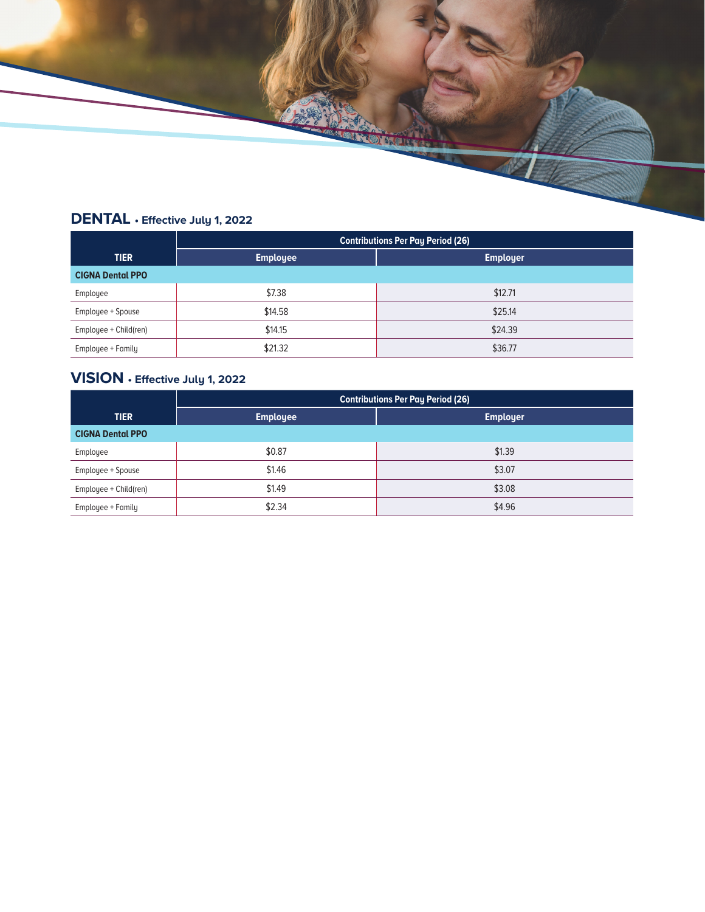## DENTAL • Effective July 1, 2022

| TIER | Contributions Per Pay Period (26) | |
|---|---|---|
| | Employee | Employer |
| **CIGNA Dental PPO** | | |
| Employee | $7.38 | $12.71 |
| Employee + Spouse | $14.58 | $25.14 |
| Employee + Child(ren) | $14.15 | $24.39 |
| Employee + Family | $21.32 | $36.77 |

## VISION • Effective July 1, 2022

| TIER | Contributions Per Pay Period (26) | |
|---|---|---|
| | Employee | Employer |
| **CIGNA Dental PPO** | | |
| Employee | $0.87 | $1.39 |
| Employee + Spouse | $1.46 | $3.07 |
| Employee + Child(ren) | $1.49 | $3.08 |
| Employee + Family | $2.34 | $4.96 |